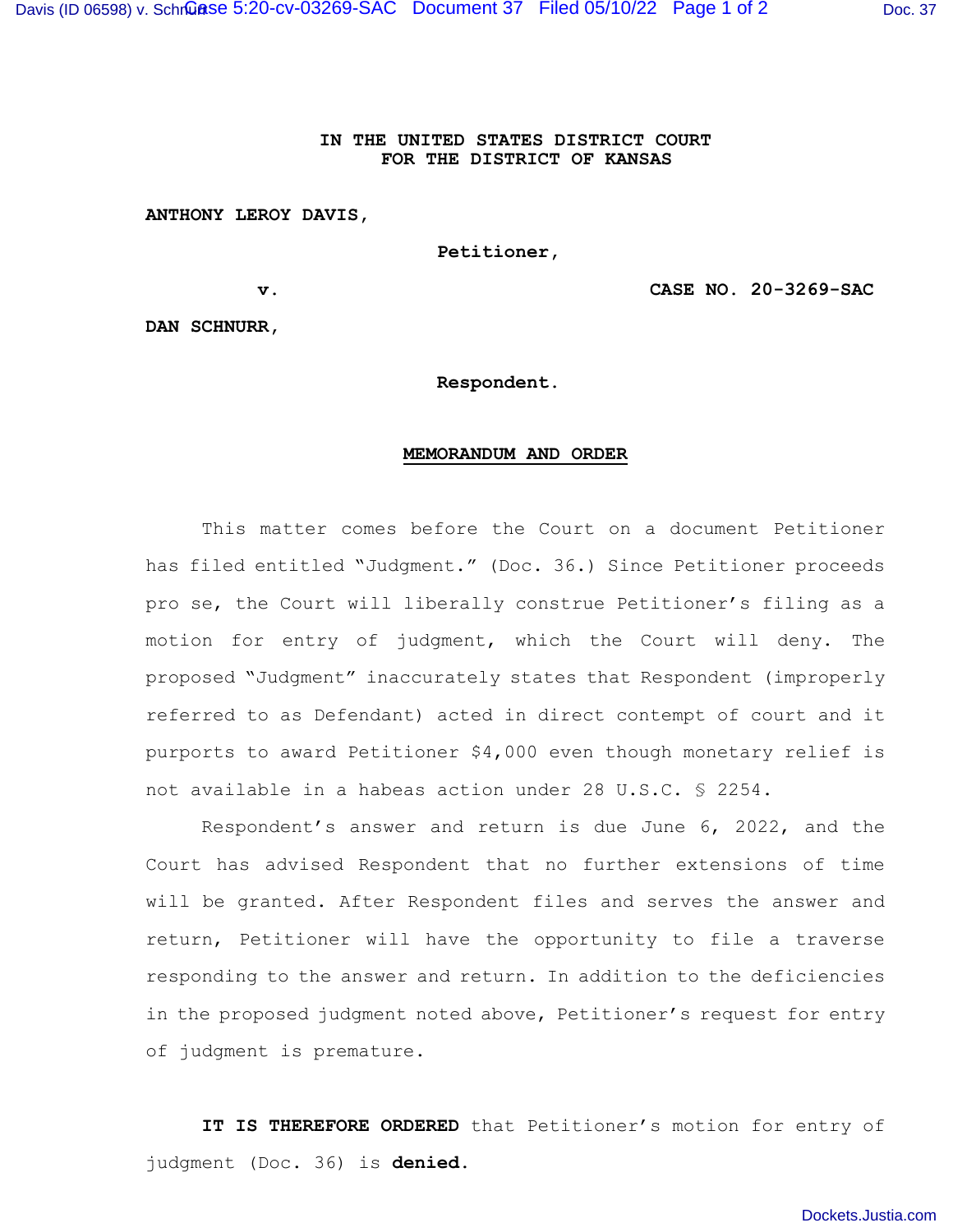**IN THE UNITED STATES DISTRICT COURT**
**FOR THE DISTRICT OF KANSAS**

**ANTHONY LEROY DAVIS,**

**Petitioner,**

**v.** **CASE NO. 20-3269-SAC**

**DAN SCHNURR,**

**Respondent.**

**MEMORANDUM AND ORDER**

This matter comes before the Court on a document Petitioner has filed entitled "Judgment." (Doc. 36.) Since Petitioner proceeds pro se, the Court will liberally construe Petitioner's filing as a motion for entry of judgment, which the Court will deny. The proposed "Judgment" inaccurately states that Respondent (improperly referred to as Defendant) acted in direct contempt of court and it purports to award Petitioner $4,000 even though monetary relief is not available in a habeas action under 28 U.S.C. § 2254.

Respondent's answer and return is due June 6, 2022, and the Court has advised Respondent that no further extensions of time will be granted. After Respondent files and serves the answer and return, Petitioner will have the opportunity to file a traverse responding to the answer and return. In addition to the deficiencies in the proposed judgment noted above, Petitioner's request for entry of judgment is premature.

**IT IS THEREFORE ORDERED** that Petitioner's motion for entry of judgment (Doc. 36) is **denied.**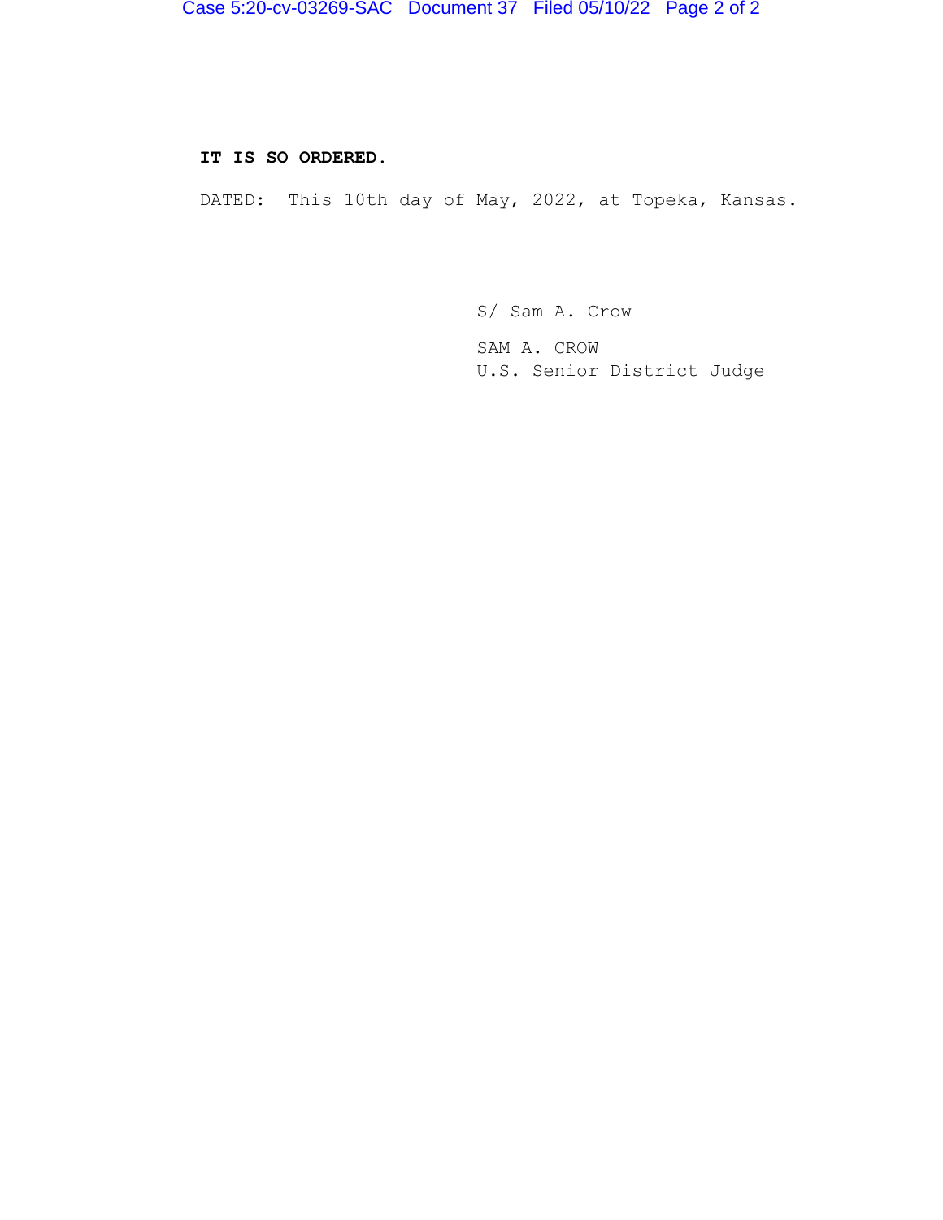**IT IS SO ORDERED.**

DATED: This 10th day of May, 2022, at Topeka, Kansas.

S/ Sam A. Crow

SAM A. CROW
U.S. Senior District Judge